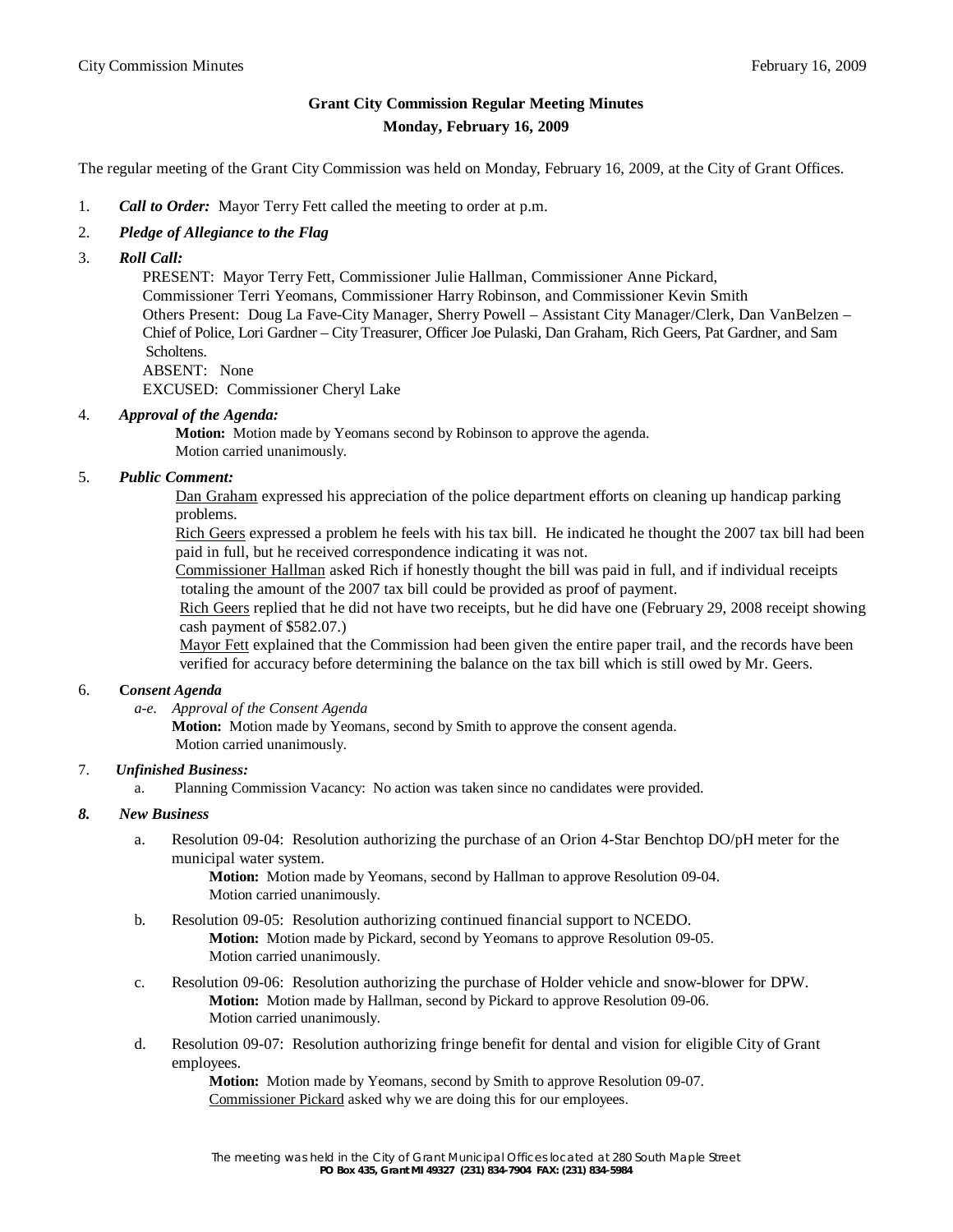# Grant City Commission Regular Meeting Minutes
## Monday, February 16, 2009

The regular meeting of the Grant City Commission was held on Monday, February 16, 2009, at the City of Grant Offices.

1. ***Call to Order:*** Mayor Terry Fett called the meeting to order at p.m.

2. ***Pledge of Allegiance to the Flag***

3. ***Roll Call:***
   PRESENT: Mayor Terry Fett, Commissioner Julie Hallman, Commissioner Anne Pickard, Commissioner Terri Yeomans, Commissioner Harry Robinson, and Commissioner Kevin Smith
   Others Present: Doug La Fave-City Manager, Sherry Powell – Assistant City Manager/Clerk, Dan VanBelzen – Chief of Police, Lori Gardner – City Treasurer, Officer Joe Pulaski, Dan Graham, Rich Geers, Pat Gardner, and Sam Scholtens.
   ABSENT: None
   EXCUSED: Commissioner Cheryl Lake

4. ***Approval of the Agenda:***
   **Motion:** Motion made by Yeomans second by Robinson to approve the agenda.
   Motion carried unanimously.

5. ***Public Comment:***
   Dan Graham expressed his appreciation of the police department efforts on cleaning up handicap parking problems.
   Rich Geers expressed a problem he feels with his tax bill. He indicated he thought the 2007 tax bill had been paid in full, but he received correspondence indicating it was not.
   Commissioner Hallman asked Rich if honestly thought the bill was paid in full, and if individual receipts totaling the amount of the 2007 tax bill could be provided as proof of payment.
   Rich Geers replied that he did not have two receipts, but he did have one (February 29, 2008 receipt showing cash payment of $582.07.)
   Mayor Fett explained that the Commission had been given the entire paper trail, and the records have been verified for accuracy before determining the balance on the tax bill which is still owed by Mr. Geers.

6. **C*onsent Agenda***
   *a-e. Approval of the Consent Agenda*
   **Motion:** Motion made by Yeomans, second by Smith to approve the consent agenda.
   Motion carried unanimously.

7. ***Unfinished Business:***
   a. Planning Commission Vacancy: No action was taken since no candidates were provided.

8. ***New Business***
   a. Resolution 09-04: Resolution authorizing the purchase of an Orion 4-Star Benchtop DO/pH meter for the municipal water system.
      **Motion:** Motion made by Yeomans, second by Hallman to approve Resolution 09-04.
      Motion carried unanimously.
   b. Resolution 09-05: Resolution authorizing continued financial support to NCEDO.
      **Motion:** Motion made by Pickard, second by Yeomans to approve Resolution 09-05.
      Motion carried unanimously.
   c. Resolution 09-06: Resolution authorizing the purchase of Holder vehicle and snow-blower for DPW.
      **Motion:** Motion made by Hallman, second by Pickard to approve Resolution 09-06.
      Motion carried unanimously.
   d. Resolution 09-07: Resolution authorizing fringe benefit for dental and vision for eligible City of Grant employees.
      **Motion:** Motion made by Yeomans, second by Smith to approve Resolution 09-07.
      Commissioner Pickard asked why we are doing this for our employees.

The meeting was held in the City of Grant Municipal Offices located at 280 South Maple Street
**PO Box 435, Grant MI 49327 (231) 834-7904 FAX: (231) 834-5984**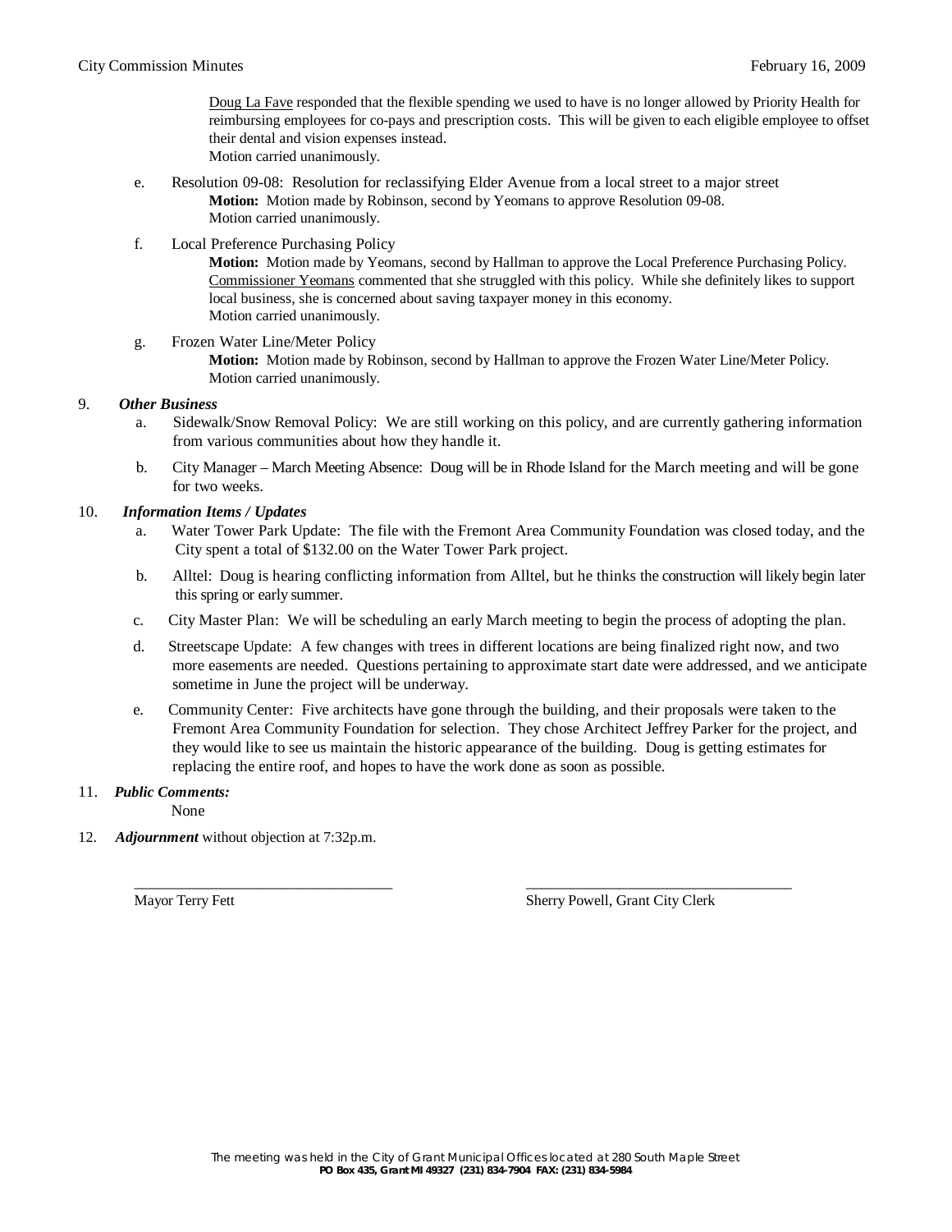Doug La Fave responded that the flexible spending we used to have is no longer allowed by Priority Health for reimbursing employees for co-pays and prescription costs. This will be given to each eligible employee to offset their dental and vision expenses instead.
Motion carried unanimously.

e. Resolution 09-08: Resolution for reclassifying Elder Avenue from a local street to a major street
**Motion:** Motion made by Robinson, second by Yeomans to approve Resolution 09-08.
Motion carried unanimously.

f. Local Preference Purchasing Policy
**Motion:** Motion made by Yeomans, second by Hallman to approve the Local Preference Purchasing Policy.
Commissioner Yeomans commented that she struggled with this policy. While she definitely likes to support local business, she is concerned about saving taxpayer money in this economy.
Motion carried unanimously.

g. Frozen Water Line/Meter Policy
**Motion:** Motion made by Robinson, second by Hallman to approve the Frozen Water Line/Meter Policy.
Motion carried unanimously.

9. ***Other Business***
   a. Sidewalk/Snow Removal Policy: We are still working on this policy, and are currently gathering information from various communities about how they handle it.
   b. City Manager – March Meeting Absence: Doug will be in Rhode Island for the March meeting and will be gone for two weeks.

10. ***Information Items / Updates***
    a. Water Tower Park Update: The file with the Fremont Area Community Foundation was closed today, and the City spent a total of $132.00 on the Water Tower Park project.
    b. Alltel: Doug is hearing conflicting information from Alltel, but he thinks the construction will likely begin later this spring or early summer.
    c. City Master Plan: We will be scheduling an early March meeting to begin the process of adopting the plan.
    d. Streetscape Update: A few changes with trees in different locations are being finalized right now, and two more easements are needed. Questions pertaining to approximate start date were addressed, and we anticipate sometime in June the project will be underway.
    e. Community Center: Five architects have gone through the building, and their proposals were taken to the Fremont Area Community Foundation for selection. They chose Architect Jeffrey Parker for the project, and they would like to see us maintain the historic appearance of the building. Doug is getting estimates for replacing the entire roof, and hopes to have the work done as soon as possible.

11. ***Public Comments:***
    None

12. ***Adjournment*** without objection at 7:32p.m.

\_\_\_\_\_\_\_\_\_\_\_\_\_\_\_\_\_\_\_\_\_\_\_\_\_\_\_\_\_\_\_\_\_\_
Mayor Terry Fett

\_\_\_\_\_\_\_\_\_\_\_\_\_\_\_\_\_\_\_\_\_\_\_\_\_\_\_\_\_\_\_\_\_\_
Sherry Powell, Grant City Clerk

The meeting was held in the City of Grant Municipal Offices located at 280 South Maple Street
**PO Box 435, Grant MI 49327 (231) 834-7904 FAX: (231) 834-5984**